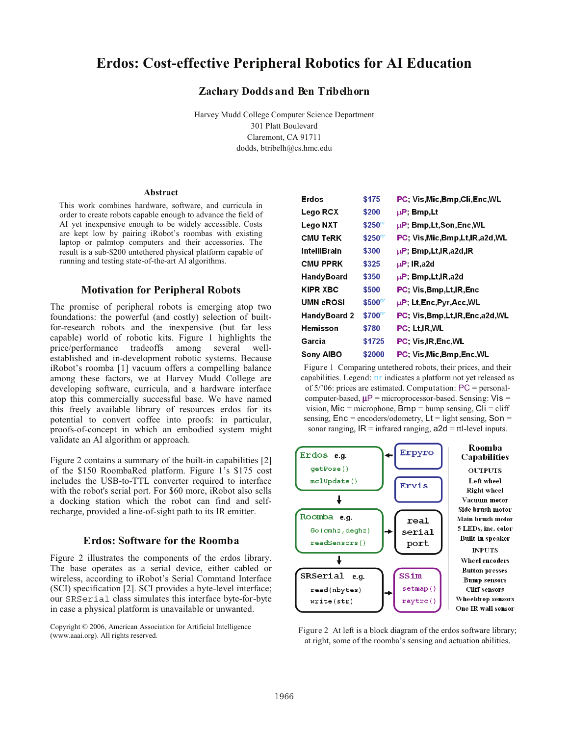# Erdos: Cost-effective Peripheral Robotics for AI Education

**Zachary Dodds and Ben Tribelhorn**

Harvey Mudd College Computer Science Department
301 Platt Boulevard
Claremont, CA 91711
dodds, btribelh@cs.hmc.edu

### Abstract

This work combines hardware, software, and curricula in order to create robots capable enough to advance the field of AI yet inexpensive enough to be widely accessible. Costs are kept low by pairing iRobot's roombas with existing laptop or palmtop computers and their accessories. The result is a sub-$200 untethered physical platform capable of running and testing state-of-the-art AI algorithms.

## Motivation for Peripheral Robots

The promise of peripheral robots is emerging atop two foundations: the powerful (and costly) selection of built-for-research robots and the inexpensive (but far less capable) world of robotic kits. Figure 1 highlights the price/performance tradeoffs among several well-established and in-development robotic systems. Because iRobot's roomba [1] vacuum offers a compelling balance among these factors, we at Harvey Mudd College are developing software, curricula, and a hardware interface atop this commercially successful base. We have named this freely available library of resources erdos for its potential to convert coffee into proofs: in particular, proofs-of-concept in which an embodied system might validate an AI algorithm or approach.

Figure 2 contains a summary of the built-in capabilities [2] of the $150 RoombaRed platform. Figure 1's $175 cost includes the USB-to-TTL converter required to interface with the robot's serial port. For $60 more, iRobot also sells a docking station which the robot can find and self-recharge, provided a line-of-sight path to its IR emitter.

| | | |
|---|---|---|
| Erdos | $175 | PC; Vis,Mic,Bmp,Cli,Enc,WL |
| Lego RCX | $200 | µP; Bmp,Lt |
| Lego NXT | $250[nr] | µP; Bmp,Lt,Son,Enc,WL |
| CMU TeRK | $250[nr] | PC; Vis,Mic,Bmp,Lt,IR,a2d,WL |
| IntelliBrain | $300 | µP; Bmp,Lt,IR,a2d,IR |
| CMU PPRK | $325 | µP; IR,a2d |
| HandyBoard | $350 | µP; Bmp,Lt,IR,a2d |
| KIPR XBC | $500 | PC; Vis,Bmp,Lt,IR,Enc |
| UMN eROSI | $500[nr] | µP; Lt,Enc,Pyr,Acc,WL |
| HandyBoard 2 | $700[nr] | PC; Vis,Bmp,Lt,IR,Enc,a2d,WL |
| Hemisson | $780 | PC; Lt,IR,WL |
| Garcia | $1725 | PC; Vis,IR,Enc,WL |
| Sony AIBO | $2000 | PC; Vis,Mic,Bmp,Enc,WL |

Figure 1 Comparing untethered robots, their prices, and their capabilities. Legend: nr indicates a platform not yet released as of 5/'06: prices are estimated. Computation: PC = personal-computer-based, µP = microprocessor-based. Sensing: Vis = vision, Mic = microphone, Bmp = bump sensing, Cli = cliff sensing, Enc = encoders/odometry, Lt = light sensing, Son = sonar ranging, IR = infrared ranging, a2d = ttl-level inputs.

## Erdos: Software for the Roomba

Figure 2 illustrates the components of the erdos library. The base operates as a serial device, either cabled or wireless, according to iRobot's Serial Command Interface (SCI) specification [2]. SCI provides a byte-level interface; our `SRSerial` class simulates this interface byte-for-byte in case a physical platform is unavailable or unwanted.

**Erdos** e.g. `getPose()`, `mclUpdate()` ← **Erpyro**; **Ervis**

↓

**Roomba** e.g. `Go(cmhz,deghz)`, `readSensors()` → **real serial port**

↓

**SRSerial** e.g. `read(nbytes)`, `write(str)` → **SSim** `setmap()`, `raytrc()`

**Roomba Capabilities**

OUTPUTS
- Left wheel
- Right wheel
- Vacuum motor
- Side brush motor
- Main brush motor
- 5 LEDs, inc. color
- Built-in speaker

INPUTS
- Wheel encoders
- Button presses
- Bump sensors
- Cliff sensors
- Wheeldrop sensors
- One IR wall sensor

Figure 2 At left is a block diagram of the erdos software library; at right, some of the roomba's sensing and actuation abilities.

Copyright © 2006, American Association for Artificial Intelligence (www.aaai.org). All rights reserved.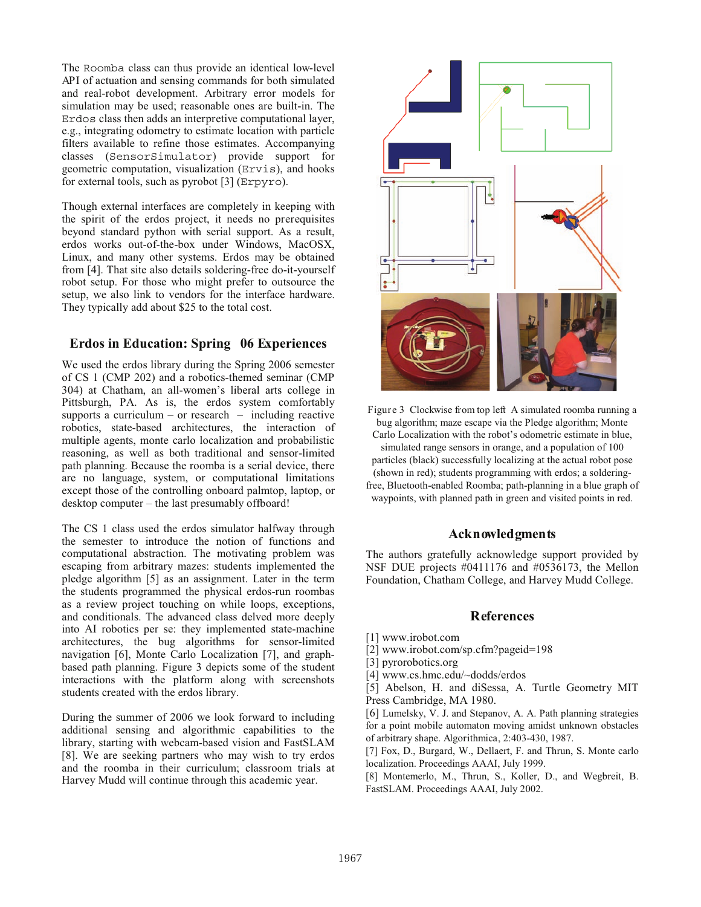The Roomba class can thus provide an identical low-level API of actuation and sensing commands for both simulated and real-robot development. Arbitrary error models for simulation may be used; reasonable ones are built-in. The Erdos class then adds an interpretive computational layer, e.g., integrating odometry to estimate location with particle filters available to refine those estimates. Accompanying classes (SensorSimulator) provide support for geometric computation, visualization (Ervis), and hooks for external tools, such as pyrobot [3] (Erpyro).

Though external interfaces are completely in keeping with the spirit of the erdos project, it needs no prerequisites beyond standard python with serial support. As a result, erdos works out-of-the-box under Windows, MacOSX, Linux, and many other systems. Erdos may be obtained from [4]. That site also details soldering-free do-it-yourself robot setup. For those who might prefer to outsource the setup, we also link to vendors for the interface hardware. They typically add about $25 to the total cost.

## Erdos in Education: Spring 06 Experiences

We used the erdos library during the Spring 2006 semester of CS 1 (CMP 202) and a robotics-themed seminar (CMP 304) at Chatham, an all-women's liberal arts college in Pittsburgh, PA. As is, the erdos system comfortably supports a curriculum – or research – including reactive robotics, state-based architectures, the interaction of multiple agents, monte carlo localization and probabilistic reasoning, as well as both traditional and sensor-limited path planning. Because the roomba is a serial device, there are no language, system, or computational limitations except those of the controlling onboard palmtop, laptop, or desktop computer – the last presumably offboard!

The CS 1 class used the erdos simulator halfway through the semester to introduce the notion of functions and computational abstraction. The motivating problem was escaping from arbitrary mazes: students implemented the pledge algorithm [5] as an assignment. Later in the term the students programmed the physical erdos-run roombas as a review project touching on while loops, exceptions, and conditionals. The advanced class delved more deeply into AI robotics per se: they implemented state-machine architectures, the bug algorithms for sensor-limited navigation [6], Monte Carlo Localization [7], and graph-based path planning. Figure 3 depicts some of the student interactions with the platform along with screenshots students created with the erdos library.

During the summer of 2006 we look forward to including additional sensing and algorithmic capabilities to the library, starting with webcam-based vision and FastSLAM [8]. We are seeking partners who may wish to try erdos and the roomba in their curriculum; classroom trials at Harvey Mudd will continue through this academic year.

Figure 3 Clockwise from top left A simulated roomba running a bug algorithm; maze escape via the Pledge algorithm; Monte Carlo Localization with the robot's odometric estimate in blue, simulated range sensors in orange, and a population of 100 particles (black) successfully localizing at the actual robot pose (shown in red); students programming with erdos; a soldering-free, Bluetooth-enabled Roomba; path-planning in a blue graph of waypoints, with planned path in green and visited points in red.

## Acknowledgments

The authors gratefully acknowledge support provided by NSF DUE projects #0411176 and #0536173, the Mellon Foundation, Chatham College, and Harvey Mudd College.

## References

[1] www.irobot.com

[2] www.irobot.com/sp.cfm?pageid=198

[3] pyrorobotics.org

[4] www.cs.hmc.edu/~dodds/erdos

[5] Abelson, H. and diSessa, A. Turtle Geometry MIT Press Cambridge, MA 1980.

[6] Lumelsky, V. J. and Stepanov, A. A. Path planning strategies for a point mobile automaton moving amidst unknown obstacles of arbitrary shape. Algorithmica, 2:403-430, 1987.

[7] Fox, D., Burgard, W., Dellaert, F. and Thrun, S. Monte carlo localization. Proceedings AAAI, July 1999.

[8] Montemerlo, M., Thrun, S., Koller, D., and Wegbreit, B. FastSLAM. Proceedings AAAI, July 2002.